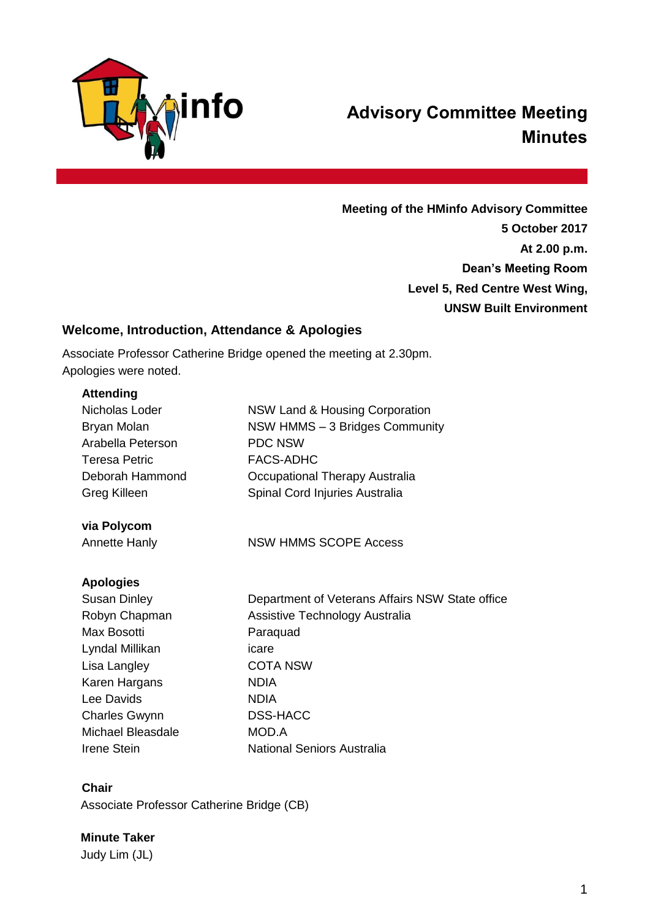# Advisory Committee Meeting Minutes

**Meeting of the HMinfo Advisory Committee**
**5 October 2017**
**At 2.00 p.m.**
**Dean's Meeting Room**
**Level 5, Red Centre West Wing,**
**UNSW Built Environment**

## Welcome, Introduction, Attendance & Apologies

Associate Professor Catherine Bridge opened the meeting at 2.30pm.
Apologies were noted.

**Attending**

| | |
|---|---|
| Nicholas Loder | NSW Land & Housing Corporation |
| Bryan Molan | NSW HMMS – 3 Bridges Community |
| Arabella Peterson | PDC NSW |
| Teresa Petric | FACS-ADHC |
| Deborah Hammond | Occupational Therapy Australia |
| Greg Killeen | Spinal Cord Injuries Australia |

**via Polycom**

| | |
|---|---|
| Annette Hanly | NSW HMMS SCOPE Access |

**Apologies**

| | |
|---|---|
| Susan Dinley | Department of Veterans Affairs NSW State office |
| Robyn Chapman | Assistive Technology Australia |
| Max Bosotti | Paraquad |
| Lyndal Millikan | icare |
| Lisa Langley | COTA NSW |
| Karen Hargans | NDIA |
| Lee Davids | NDIA |
| Charles Gwynn | DSS-HACC |
| Michael Bleasdale | MOD.A |
| Irene Stein | National Seniors Australia |

**Chair**

Associate Professor Catherine Bridge (CB)

**Minute Taker**

Judy Lim (JL)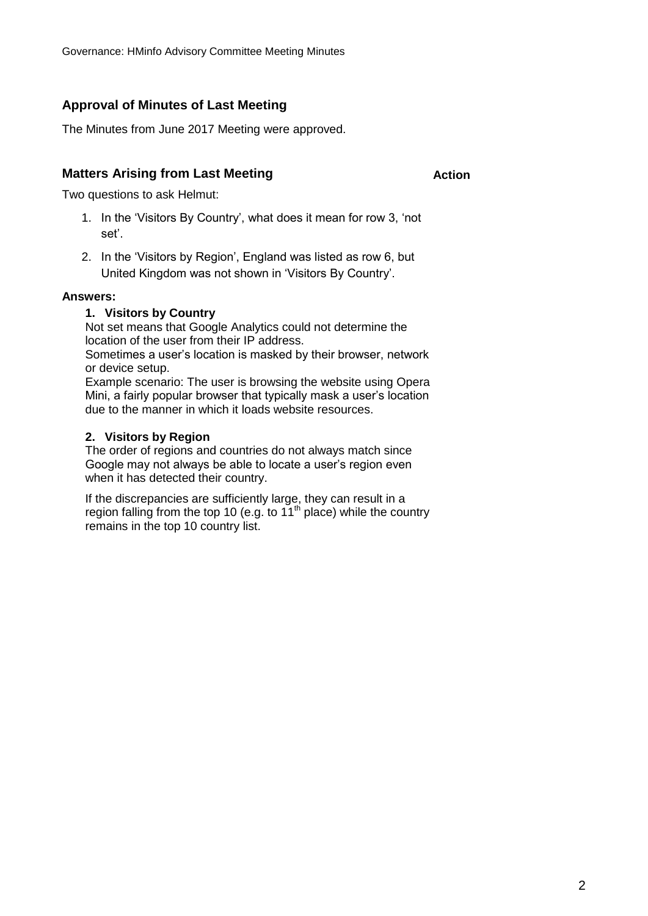## Approval of Minutes of Last Meeting

The Minutes from June 2017 Meeting were approved.

## Matters Arising from Last Meeting

**Action**

Two questions to ask Helmut:

1. In the 'Visitors By Country', what does it mean for row 3, 'not set'.
2. In the 'Visitors by Region', England was listed as row 6, but United Kingdom was not shown in 'Visitors By Country'.

**Answers:**

**1. Visitors by Country**

Not set means that Google Analytics could not determine the location of the user from their IP address.
Sometimes a user's location is masked by their browser, network or device setup.
Example scenario: The user is browsing the website using Opera Mini, a fairly popular browser that typically mask a user's location due to the manner in which it loads website resources.

**2. Visitors by Region**

The order of regions and countries do not always match since Google may not always be able to locate a user's region even when it has detected their country.

If the discrepancies are sufficiently large, they can result in a region falling from the top 10 (e.g. to 11th place) while the country remains in the top 10 country list.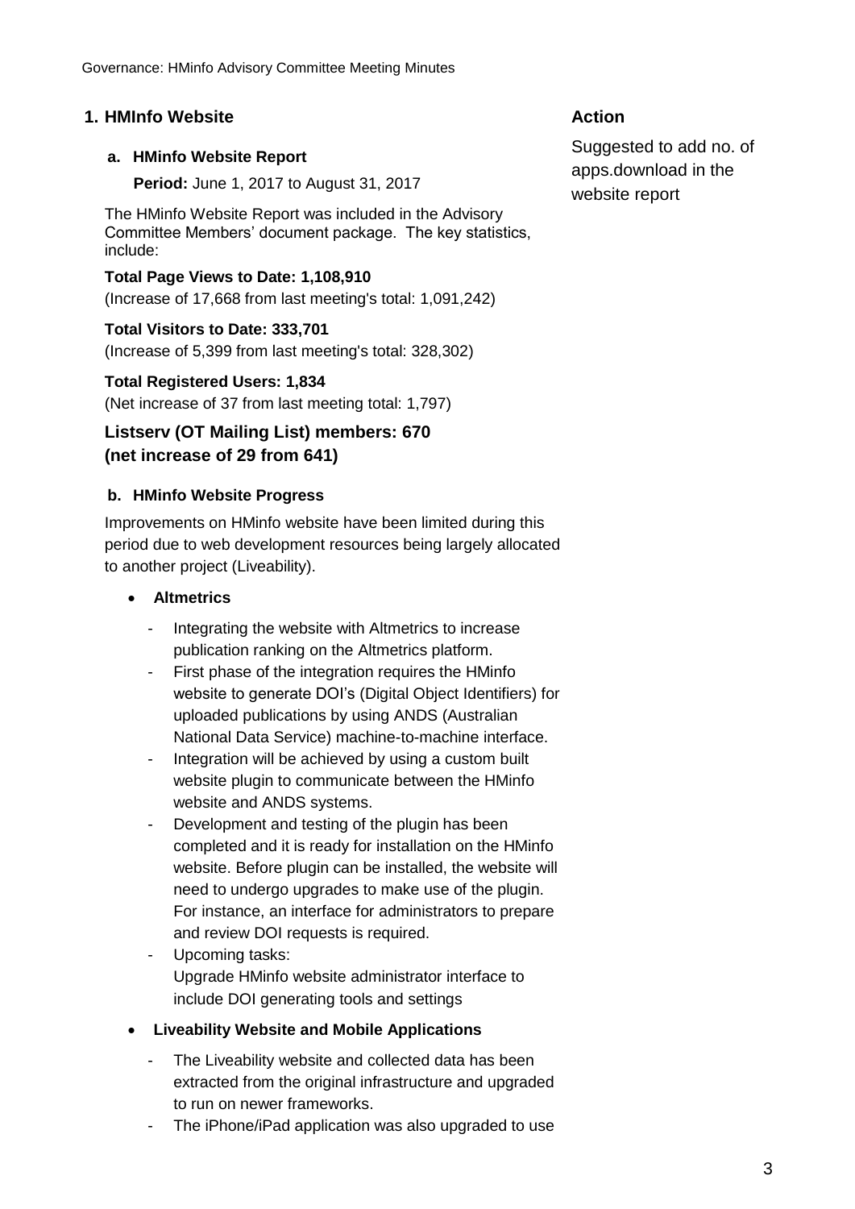## 1. HMInfo Website

**Action**

Suggested to add no. of apps.download in the website report

### a. HMinfo Website Report

**Period:** June 1, 2017 to August 31, 2017

The HMinfo Website Report was included in the Advisory Committee Members' document package. The key statistics, include:

**Total Page Views to Date: 1,108,910**
(Increase of 17,668 from last meeting's total: 1,091,242)

**Total Visitors to Date: 333,701**
(Increase of 5,399 from last meeting's total: 328,302)

**Total Registered Users: 1,834**
(Net increase of 37 from last meeting total: 1,797)

**Listserv (OT Mailing List) members: 670 (net increase of 29 from 641)**

### b. HMinfo Website Progress

Improvements on HMinfo website have been limited during this period due to web development resources being largely allocated to another project (Liveability).

- **Altmetrics**
  - Integrating the website with Altmetrics to increase publication ranking on the Altmetrics platform.
  - First phase of the integration requires the HMinfo website to generate DOI's (Digital Object Identifiers) for uploaded publications by using ANDS (Australian National Data Service) machine-to-machine interface.
  - Integration will be achieved by using a custom built website plugin to communicate between the HMinfo website and ANDS systems.
  - Development and testing of the plugin has been completed and it is ready for installation on the HMinfo website. Before plugin can be installed, the website will need to undergo upgrades to make use of the plugin. For instance, an interface for administrators to prepare and review DOI requests is required.
  - Upcoming tasks:
    Upgrade HMinfo website administrator interface to include DOI generating tools and settings

- **Liveability Website and Mobile Applications**
  - The Liveability website and collected data has been extracted from the original infrastructure and upgraded to run on newer frameworks.
  - The iPhone/iPad application was also upgraded to use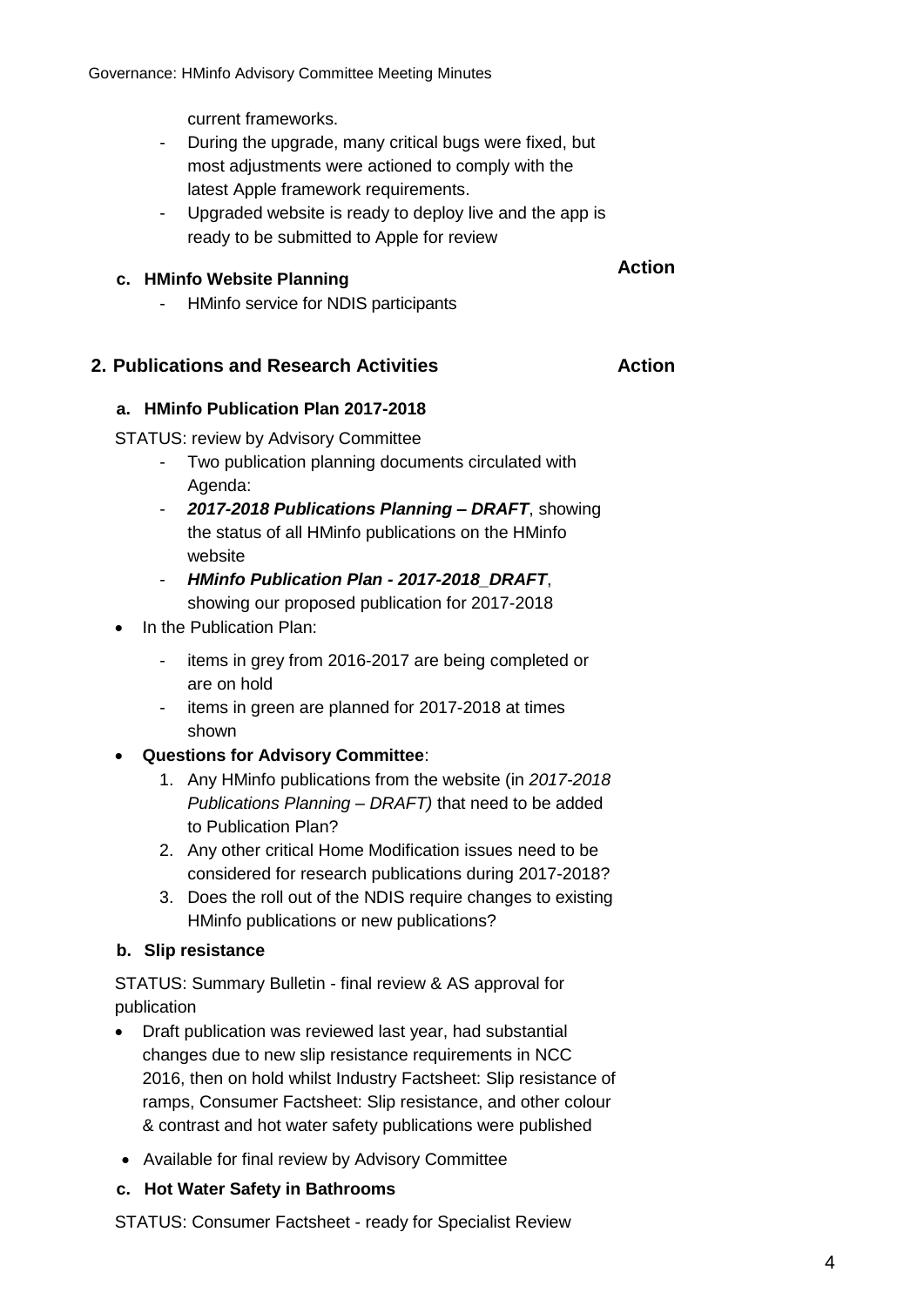current frameworks.

- During the upgrade, many critical bugs were fixed, but most adjustments were actioned to comply with the latest Apple framework requirements.
- Upgraded website is ready to deploy live and the app is ready to be submitted to Apple for review

**c. HMinfo Website Planning** **Action**

- HMinfo service for NDIS participants

## 2. Publications and Research Activities **Action**

**a. HMinfo Publication Plan 2017-2018**

STATUS: review by Advisory Committee

- Two publication planning documents circulated with Agenda:
- ***2017-2018 Publications Planning – DRAFT***, showing the status of all HMinfo publications on the HMinfo website
- ***HMinfo Publication Plan - 2017-2018_DRAFT***, showing our proposed publication for 2017-2018

- In the Publication Plan:
  - items in grey from 2016-2017 are being completed or are on hold
  - items in green are planned for 2017-2018 at times shown
- **Questions for Advisory Committee**:
  1. Any HMinfo publications from the website (in *2017-2018 Publications Planning – DRAFT)* that need to be added to Publication Plan?
  2. Any other critical Home Modification issues need to be considered for research publications during 2017-2018?
  3. Does the roll out of the NDIS require changes to existing HMinfo publications or new publications?

**b. Slip resistance**

STATUS: Summary Bulletin - final review & AS approval for publication

- Draft publication was reviewed last year, had substantial changes due to new slip resistance requirements in NCC 2016, then on hold whilst Industry Factsheet: Slip resistance of ramps, Consumer Factsheet: Slip resistance, and other colour & contrast and hot water safety publications were published
- Available for final review by Advisory Committee

**c. Hot Water Safety in Bathrooms**

STATUS: Consumer Factsheet - ready for Specialist Review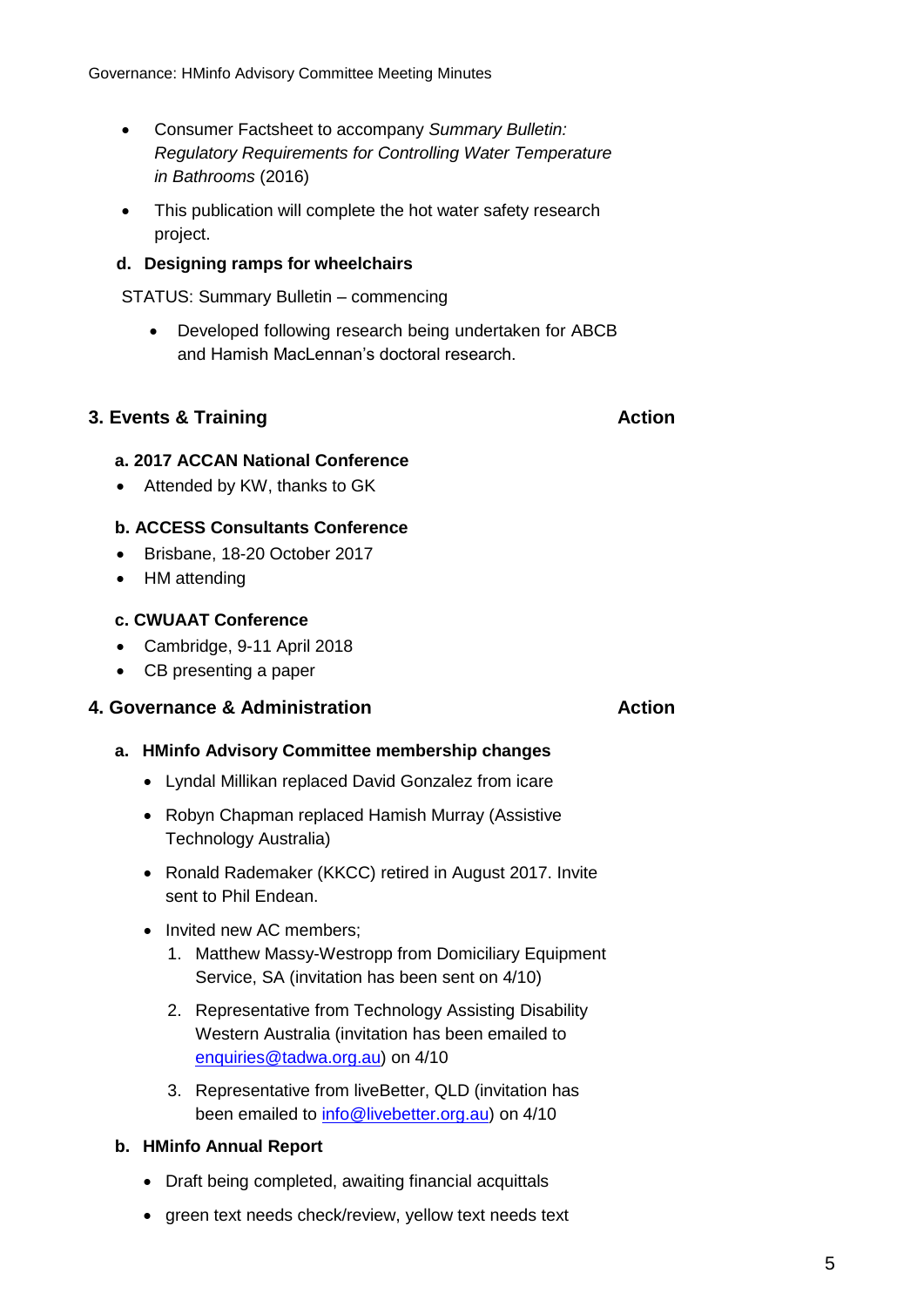- Consumer Factsheet to accompany *Summary Bulletin: Regulatory Requirements for Controlling Water Temperature in Bathrooms* (2016)
- This publication will complete the hot water safety research project.

**d. Designing ramps for wheelchairs**

STATUS: Summary Bulletin – commencing

- Developed following research being undertaken for ABCB and Hamish MacLennan's doctoral research.

## 3. Events & Training — Action

**a. 2017 ACCAN National Conference**

- Attended by KW, thanks to GK

**b. ACCESS Consultants Conference**

- Brisbane, 18-20 October 2017
- HM attending

**c. CWUAAT Conference**

- Cambridge, 9-11 April 2018
- CB presenting a paper

## 4. Governance & Administration — Action

**a. HMinfo Advisory Committee membership changes**

- Lyndal Millikan replaced David Gonzalez from icare
- Robyn Chapman replaced Hamish Murray (Assistive Technology Australia)
- Ronald Rademaker (KKCC) retired in August 2017. Invite sent to Phil Endean.
- Invited new AC members;
  1. Matthew Massy-Westropp from Domiciliary Equipment Service, SA (invitation has been sent on 4/10)
  2. Representative from Technology Assisting Disability Western Australia (invitation has been emailed to enquiries@tadwa.org.au) on 4/10
  3. Representative from liveBetter, QLD (invitation has been emailed to info@livebetter.org.au) on 4/10

**b. HMinfo Annual Report**

- Draft being completed, awaiting financial acquittals
- green text needs check/review, yellow text needs text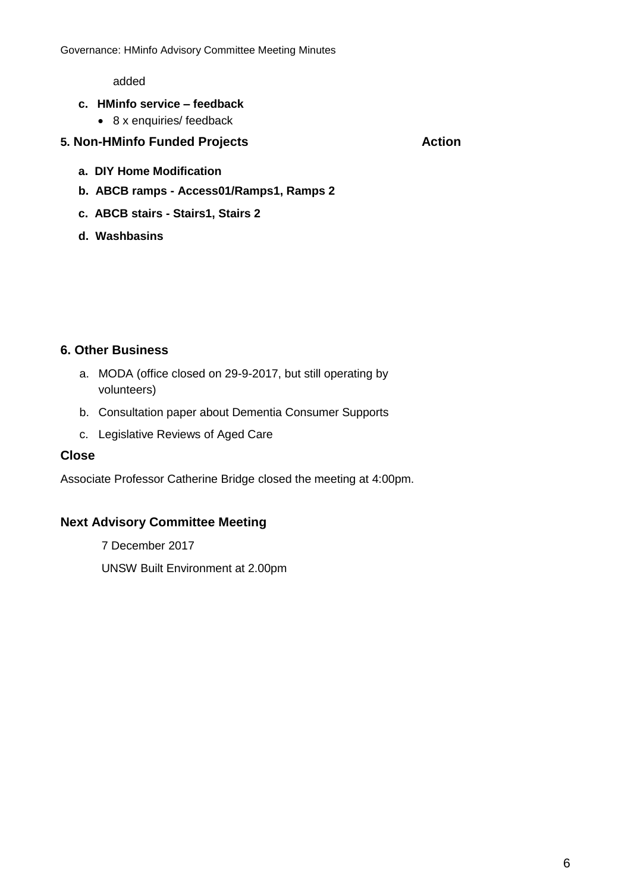added

**c. HMinfo service – feedback**

- 8 x enquiries/ feedback

### 5. Non-HMinfo Funded Projects — Action

**a. DIY Home Modification**

**b. ABCB ramps - Access01/Ramps1, Ramps 2**

**c. ABCB stairs - Stairs1, Stairs 2**

**d. Washbasins**

### 6. Other Business

a. MODA (office closed on 29-9-2017, but still operating by volunteers)

b. Consultation paper about Dementia Consumer Supports

c. Legislative Reviews of Aged Care

### Close

Associate Professor Catherine Bridge closed the meeting at 4:00pm.

### Next Advisory Committee Meeting

7 December 2017

UNSW Built Environment at 2.00pm